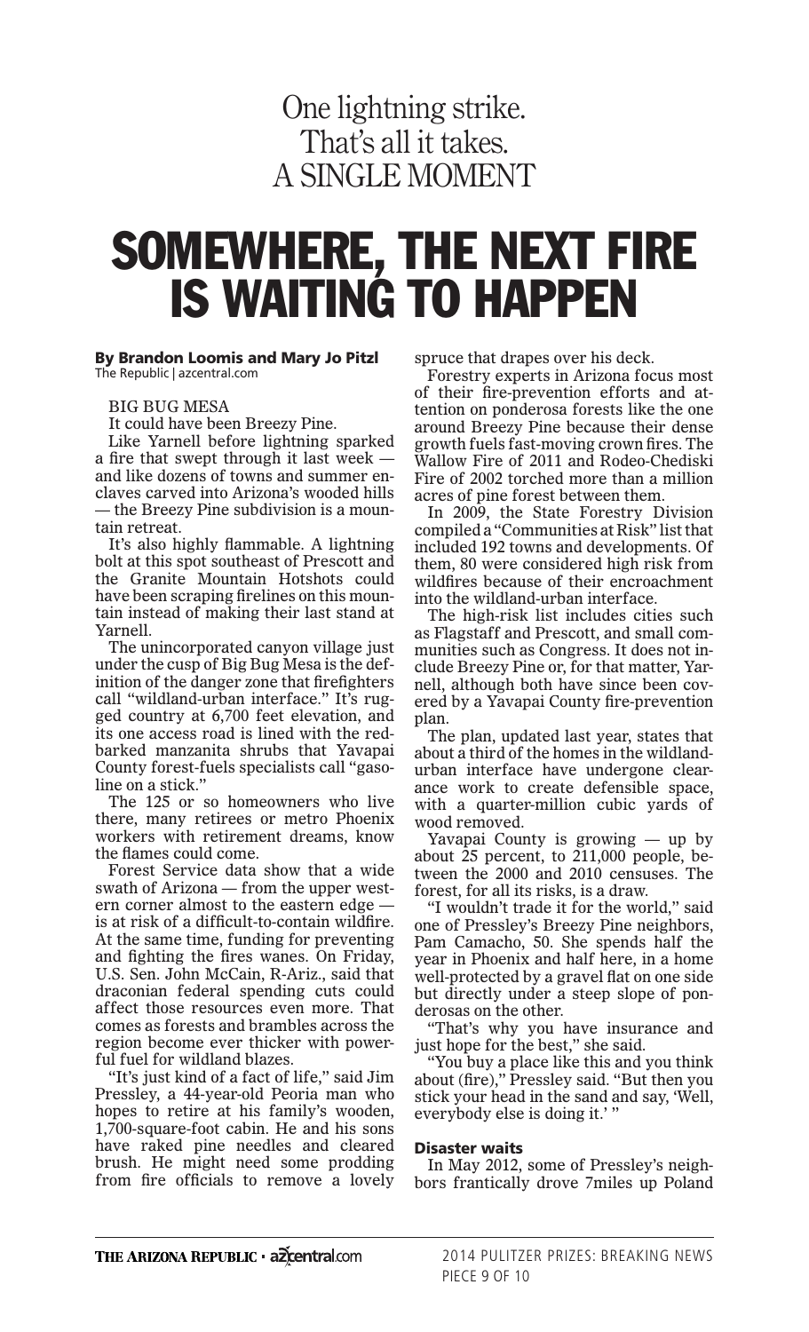One lightning strike.
That's all it takes.
A SINGLE MOMENT

# SOMEWHERE, THE NEXT FIRE IS WAITING TO HAPPEN

**By Brandon Loomis and Mary Jo Pitzl**
The Republic | azcentral.com

BIG BUG MESA

It could have been Breezy Pine.

Like Yarnell before lightning sparked a fire that swept through it last week — and like dozens of towns and summer enclaves carved into Arizona's wooded hills — the Breezy Pine subdivision is a mountain retreat.

It's also highly flammable. A lightning bolt at this spot southeast of Prescott and the Granite Mountain Hotshots could have been scraping firelines on this mountain instead of making their last stand at Yarnell.

The unincorporated canyon village just under the cusp of Big Bug Mesa is the definition of the danger zone that firefighters call "wildland-urban interface." It's rugged country at 6,700 feet elevation, and its one access road is lined with the red-barked manzanita shrubs that Yavapai County forest-fuels specialists call "gasoline on a stick."

The 125 or so homeowners who live there, many retirees or metro Phoenix workers with retirement dreams, know the flames could come.

Forest Service data show that a wide swath of Arizona — from the upper western corner almost to the eastern edge — is at risk of a difficult-to-contain wildfire. At the same time, funding for preventing and fighting the fires wanes. On Friday, U.S. Sen. John McCain, R-Ariz., said that draconian federal spending cuts could affect those resources even more. That comes as forests and brambles across the region become ever thicker with powerful fuel for wildland blazes.

"It's just kind of a fact of life," said Jim Pressley, a 44-year-old Peoria man who hopes to retire at his family's wooden, 1,700-square-foot cabin. He and his sons have raked pine needles and cleared brush. He might need some prodding from fire officials to remove a lovely spruce that drapes over his deck.

Forestry experts in Arizona focus most of their fire-prevention efforts and attention on ponderosa forests like the one around Breezy Pine because their dense growth fuels fast-moving crown fires. The Wallow Fire of 2011 and Rodeo-Chediski Fire of 2002 torched more than a million acres of pine forest between them.

In 2009, the State Forestry Division compiled a "Communities at Risk" list that included 192 towns and developments. Of them, 80 were considered high risk from wildfires because of their encroachment into the wildland-urban interface.

The high-risk list includes cities such as Flagstaff and Prescott, and small communities such as Congress. It does not include Breezy Pine or, for that matter, Yarnell, although both have since been covered by a Yavapai County fire-prevention plan.

The plan, updated last year, states that about a third of the homes in the wildland-urban interface have undergone clearance work to create defensible space, with a quarter-million cubic yards of wood removed.

Yavapai County is growing — up by about 25 percent, to 211,000 people, between the 2000 and 2010 censuses. The forest, for all its risks, is a draw.

"I wouldn't trade it for the world," said one of Pressley's Breezy Pine neighbors, Pam Camacho, 50. She spends half the year in Phoenix and half here, in a home well-protected by a gravel flat on one side but directly under a steep slope of ponderosas on the other.

"That's why you have insurance and just hope for the best," she said.

"You buy a place like this and you think about (fire)," Pressley said. "But then you stick your head in the sand and say, 'Well, everybody else is doing it.' "

**Disaster waits**

In May 2012, some of Pressley's neighbors frantically drove 7miles up Poland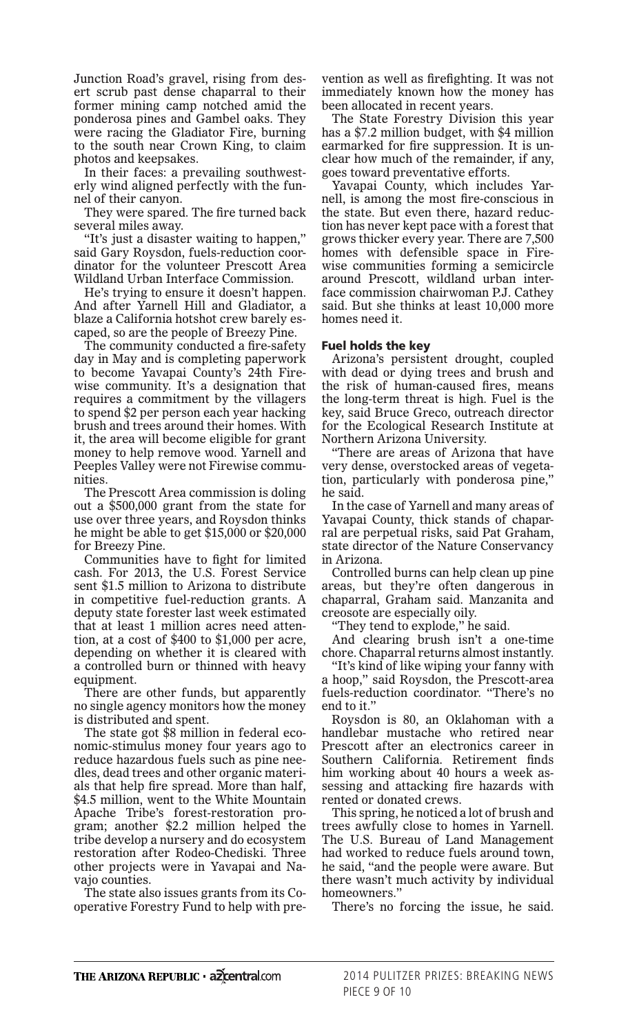Junction Road's gravel, rising from desert scrub past dense chaparral to their former mining camp notched amid the ponderosa pines and Gambel oaks. They were racing the Gladiator Fire, burning to the south near Crown King, to claim photos and keepsakes.

In their faces: a prevailing southwesterly wind aligned perfectly with the funnel of their canyon.

They were spared. The fire turned back several miles away.

"It's just a disaster waiting to happen," said Gary Roysdon, fuels-reduction coordinator for the volunteer Prescott Area Wildland Urban Interface Commission.

He's trying to ensure it doesn't happen. And after Yarnell Hill and Gladiator, a blaze a California hotshot crew barely escaped, so are the people of Breezy Pine.

The community conducted a fire-safety day in May and is completing paperwork to become Yavapai County's 24th Firewise community. It's a designation that requires a commitment by the villagers to spend $2 per person each year hacking brush and trees around their homes. With it, the area will become eligible for grant money to help remove wood. Yarnell and Peeples Valley were not Firewise communities.

The Prescott Area commission is doling out a $500,000 grant from the state for use over three years, and Roysdon thinks he might be able to get $15,000 or $20,000 for Breezy Pine.

Communities have to fight for limited cash. For 2013, the U.S. Forest Service sent $1.5 million to Arizona to distribute in competitive fuel-reduction grants. A deputy state forester last week estimated that at least 1 million acres need attention, at a cost of $400 to $1,000 per acre, depending on whether it is cleared with a controlled burn or thinned with heavy equipment.

There are other funds, but apparently no single agency monitors how the money is distributed and spent.

The state got $8 million in federal economic-stimulus money four years ago to reduce hazardous fuels such as pine needles, dead trees and other organic materials that help fire spread. More than half, $4.5 million, went to the White Mountain Apache Tribe's forest-restoration program; another $2.2 million helped the tribe develop a nursery and do ecosystem restoration after Rodeo-Chediski. Three other projects were in Yavapai and Navajo counties.

The state also issues grants from its Cooperative Forestry Fund to help with prevention as well as firefighting. It was not immediately known how the money has been allocated in recent years.

The State Forestry Division this year has a $7.2 million budget, with $4 million earmarked for fire suppression. It is unclear how much of the remainder, if any, goes toward preventative efforts.

Yavapai County, which includes Yarnell, is among the most fire-conscious in the state. But even there, hazard reduction has never kept pace with a forest that grows thicker every year. There are 7,500 homes with defensible space in Firewise communities forming a semicircle around Prescott, wildland urban interface commission chairwoman P.J. Cathey said. But she thinks at least 10,000 more homes need it.

### Fuel holds the key

Arizona's persistent drought, coupled with dead or dying trees and brush and the risk of human-caused fires, means the long-term threat is high. Fuel is the key, said Bruce Greco, outreach director for the Ecological Research Institute at Northern Arizona University.

"There are areas of Arizona that have very dense, overstocked areas of vegetation, particularly with ponderosa pine," he said.

In the case of Yarnell and many areas of Yavapai County, thick stands of chaparral are perpetual risks, said Pat Graham, state director of the Nature Conservancy in Arizona.

Controlled burns can help clean up pine areas, but they're often dangerous in chaparral, Graham said. Manzanita and creosote are especially oily.

"They tend to explode," he said.

And clearing brush isn't a one-time chore. Chaparral returns almost instantly.

"It's kind of like wiping your fanny with a hoop," said Roysdon, the Prescott-area fuels-reduction coordinator. "There's no end to it."

Roysdon is 80, an Oklahoman with a handlebar mustache who retired near Prescott after an electronics career in Southern California. Retirement finds him working about 40 hours a week assessing and attacking fire hazards with rented or donated crews.

This spring, he noticed a lot of brush and trees awfully close to homes in Yarnell. The U.S. Bureau of Land Management had worked to reduce fuels around town, he said, "and the people were aware. But there wasn't much activity by individual homeowners."

There's no forcing the issue, he said.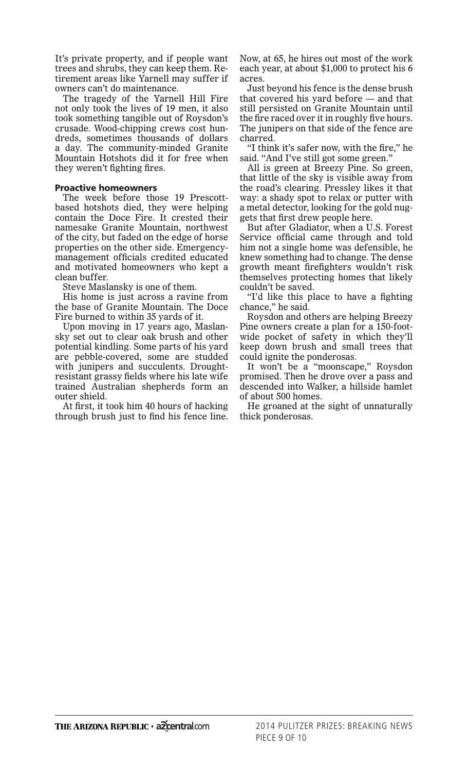It's private property, and if people want trees and shrubs, they can keep them. Retirement areas like Yarnell may suffer if owners can't do maintenance.

The tragedy of the Yarnell Hill Fire not only took the lives of 19 men, it also took something tangible out of Roysdon's crusade. Wood-chipping crews cost hundreds, sometimes thousands of dollars a day. The community-minded Granite Mountain Hotshots did it for free when they weren't fighting fires.

### Proactive homeowners

The week before those 19 Prescott-based hotshots died, they were helping contain the Doce Fire. It crested their namesake Granite Mountain, northwest of the city, but faded on the edge of horse properties on the other side. Emergency-management officials credited educated and motivated homeowners who kept a clean buffer.

Steve Maslansky is one of them.

His home is just across a ravine from the base of Granite Mountain. The Doce Fire burned to within 35 yards of it.

Upon moving in 17 years ago, Maslansky set out to clear oak brush and other potential kindling. Some parts of his yard are pebble-covered, some are studded with junipers and succulents. Drought-resistant grassy fields where his late wife trained Australian shepherds form an outer shield.

At first, it took him 40 hours of hacking through brush just to find his fence line. Now, at 65, he hires out most of the work each year, at about $1,000 to protect his 6 acres.

Just beyond his fence is the dense brush that covered his yard before — and that still persisted on Granite Mountain until the fire raced over it in roughly five hours. The junipers on that side of the fence are charred.

"I think it's safer now, with the fire," he said. "And I've still got some green."

All is green at Breezy Pine. So green, that little of the sky is visible away from the road's clearing. Pressley likes it that way: a shady spot to relax or putter with a metal detector, looking for the gold nuggets that first drew people here.

But after Gladiator, when a U.S. Forest Service official came through and told him not a single home was defensible, he knew something had to change. The dense growth meant firefighters wouldn't risk themselves protecting homes that likely couldn't be saved.

"I'd like this place to have a fighting chance," he said.

Roysdon and others are helping Breezy Pine owners create a plan for a 150-foot-wide pocket of safety in which they'll keep down brush and small trees that could ignite the ponderosas.

It won't be a "moonscape," Roysdon promised. Then he drove over a pass and descended into Walker, a hillside hamlet of about 500 homes.

He groaned at the sight of unnaturally thick ponderosas.